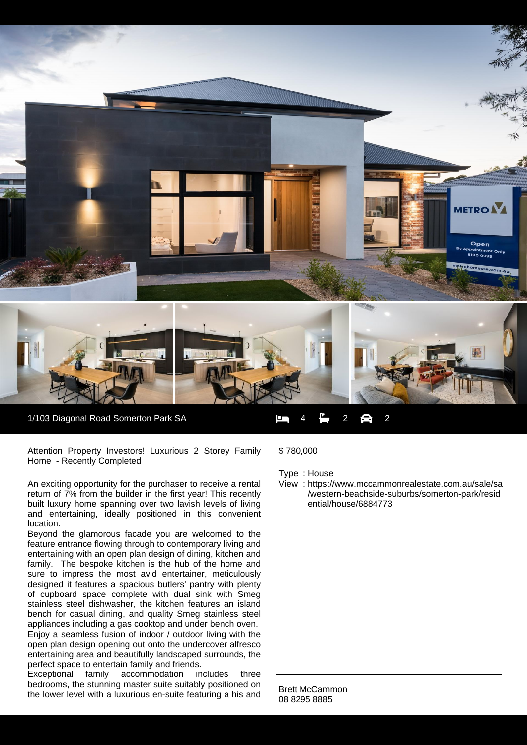1/103 Diagonal Road Somerton Park SA

4 bed | 2 bath | 2 car

## Attention Property Investors! Luxurious 2 Storey Family Home - Recently Completed

$ 780,000

Type : House

View : https://www.mccammonrealestate.com.au/sale/sa/western-beachside-suburbs/somerton-park/residential/house/6884773

An exciting opportunity for the purchaser to receive a rental return of 7% from the builder in the first year! This recently built luxury home spanning over two lavish levels of living and entertaining, ideally positioned in this convenient location.

Beyond the glamorous facade you are welcomed to the feature entrance flowing through to contemporary living and entertaining with an open plan design of dining, kitchen and family. The bespoke kitchen is the hub of the home and sure to impress the most avid entertainer, meticulously designed it features a spacious butlers' pantry with plenty of cupboard space complete with dual sink with Smeg stainless steel dishwasher, the kitchen features an island bench for casual dining, and quality Smeg stainless steel appliances including a gas cooktop and under bench oven.

Enjoy a seamless fusion of indoor / outdoor living with the open plan design opening out onto the undercover alfresco entertaining area and beautifully landscaped surrounds, the perfect space to entertain family and friends.

Exceptional family accommodation includes three bedrooms, the stunning master suite suitably positioned on the lower level with a luxurious en-suite featuring a his and

Brett McCammon
08 8295 8885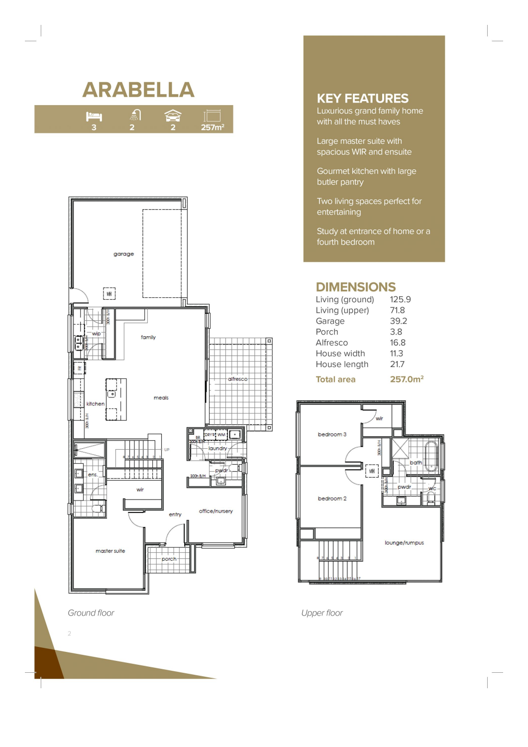# ARABELLA

3 | 2 | 2 | 257m²

## KEY FEATURES

Luxurious grand family home with all the must haves

Large master suite with spacious WIR and ensuite

Gourmet kitchen with large butler pantry

Two living spaces perfect for entertaining

Study at entrance of home or a fourth bedroom

## DIMENSIONS

| | |
|---|---|
| Living (ground) | 125.9 |
| Living (upper) | 71.8 |
| Garage | 39.2 |
| Porch | 3.8 |
| Alfresco | 16.8 |
| House width | 11.3 |
| House length | 21.7 |
| **Total area** | **257.0m²** |

garage

MH

wip

family

alfresco

kitchen

meals

laundry

ens.

wir

pwdr

entry

office/nursery

master suite

porch

*Ground floor*

bedroom 3

wir

bath

MH

bedroom 2

pwdr

wc

lounge/rumpus

*Upper floor*